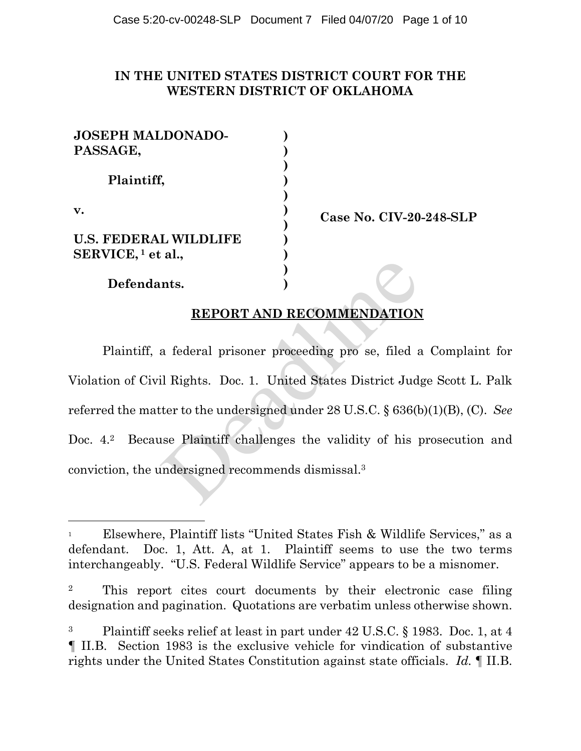**IN THE UNITED STATES DISTRICT COURT FOR THE WESTERN DISTRICT OF OKLAHOMA**

**JOSEPH MALDONADO-PASSAGE,**

**Plaintiff,**

**v.**

**U.S. FEDERAL WILDLIFE SERVICE,**[1] **et al.,**

**Defendants.**

**Case No. CIV-20-248-SLP**

## REPORT AND RECOMMENDATION

Plaintiff, a federal prisoner proceeding pro se, filed a Complaint for Violation of Civil Rights. Doc. 1. United States District Judge Scott L. Palk referred the matter to the undersigned under 28 U.S.C. § 636(b)(1)(B), (C). *See* Doc. 4.[2] Because Plaintiff challenges the validity of his prosecution and conviction, the undersigned recommends dismissal.[3]

---

[1] Elsewhere, Plaintiff lists "United States Fish & Wildlife Services," as a defendant. Doc. 1, Att. A, at 1. Plaintiff seems to use the two terms interchangeably. "U.S. Federal Wildlife Service" appears to be a misnomer.

[2] This report cites court documents by their electronic case filing designation and pagination. Quotations are verbatim unless otherwise shown.

[3] Plaintiff seeks relief at least in part under 42 U.S.C. § 1983. Doc. 1, at 4 ¶ II.B. Section 1983 is the exclusive vehicle for vindication of substantive rights under the United States Constitution against state officials. *Id.* ¶ II.B.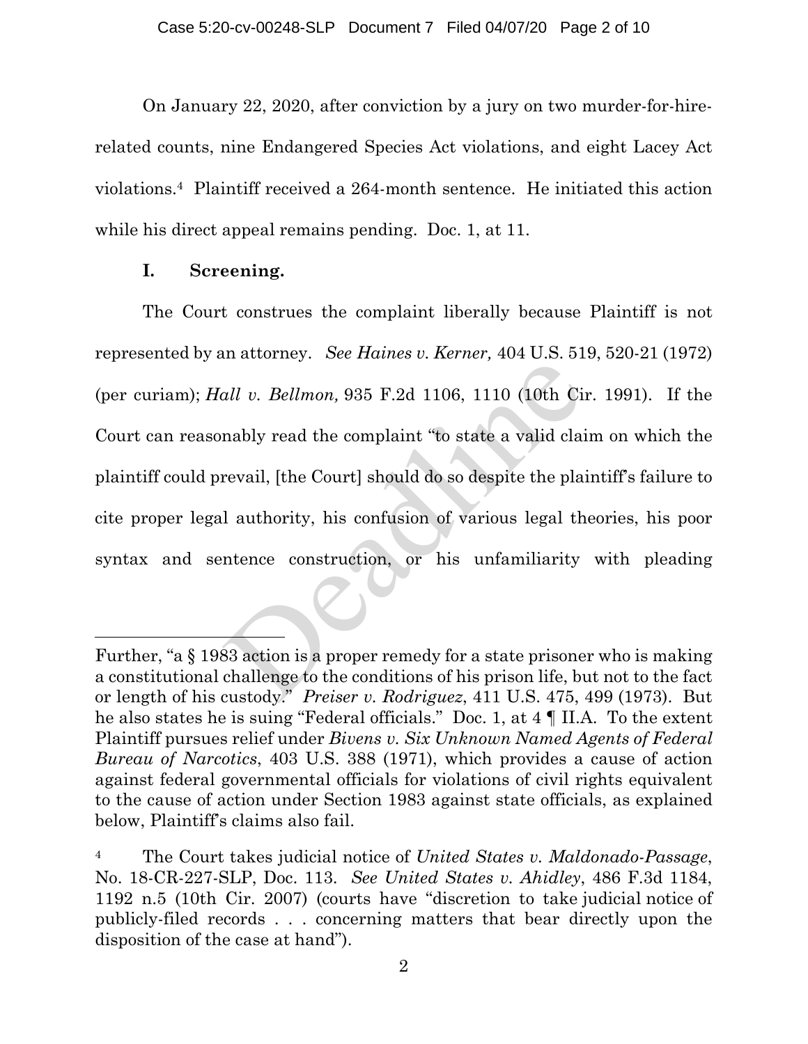On January 22, 2020, after conviction by a jury on two murder-for-hire-related counts, nine Endangered Species Act violations, and eight Lacey Act violations.[4] Plaintiff received a 264-month sentence. He initiated this action while his direct appeal remains pending. Doc. 1, at 11.

## I. Screening.

The Court construes the complaint liberally because Plaintiff is not represented by an attorney. *See Haines v. Kerner,* 404 U.S. 519, 520-21 (1972) (per curiam); *Hall v. Bellmon,* 935 F.2d 1106, 1110 (10th Cir. 1991). If the Court can reasonably read the complaint "to state a valid claim on which the plaintiff could prevail, [the Court] should do so despite the plaintiff's failure to cite proper legal authority, his confusion of various legal theories, his poor syntax and sentence construction, or his unfamiliarity with pleading

---

Further, "a § 1983 action is a proper remedy for a state prisoner who is making a constitutional challenge to the conditions of his prison life, but not to the fact or length of his custody." *Preiser v. Rodriguez*, 411 U.S. 475, 499 (1973). But he also states he is suing "Federal officials." Doc. 1, at 4 ¶ II.A. To the extent Plaintiff pursues relief under *Bivens v. Six Unknown Named Agents of Federal Bureau of Narcotics*, 403 U.S. 388 (1971), which provides a cause of action against federal governmental officials for violations of civil rights equivalent to the cause of action under Section 1983 against state officials, as explained below, Plaintiff's claims also fail.

[4] The Court takes judicial notice of *United States v. Maldonado-Passage*, No. 18-CR-227-SLP, Doc. 113. *See United States v. Ahidley*, 486 F.3d 1184, 1192 n.5 (10th Cir. 2007) (courts have "discretion to take judicial notice of publicly-filed records . . . concerning matters that bear directly upon the disposition of the case at hand").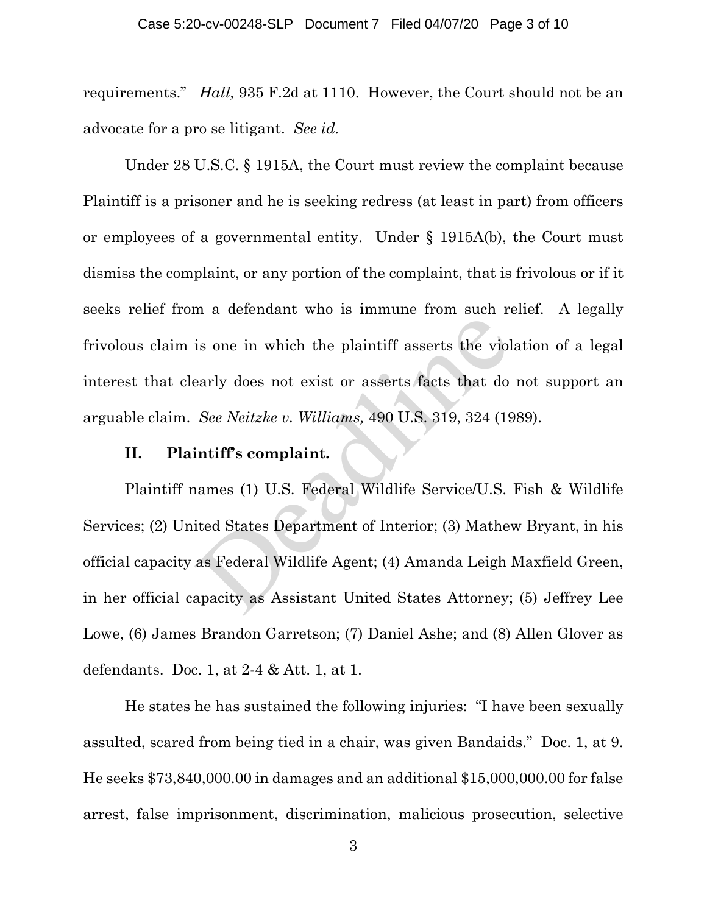requirements." *Hall,* 935 F.2d at 1110. However, the Court should not be an advocate for a pro se litigant. *See id.*

Under 28 U.S.C. § 1915A, the Court must review the complaint because Plaintiff is a prisoner and he is seeking redress (at least in part) from officers or employees of a governmental entity. Under § 1915A(b), the Court must dismiss the complaint, or any portion of the complaint, that is frivolous or if it seeks relief from a defendant who is immune from such relief. A legally frivolous claim is one in which the plaintiff asserts the violation of a legal interest that clearly does not exist or asserts facts that do not support an arguable claim. *See Neitzke v. Williams,* 490 U.S. 319, 324 (1989).

## II. Plaintiff's complaint.

Plaintiff names (1) U.S. Federal Wildlife Service/U.S. Fish & Wildlife Services; (2) United States Department of Interior; (3) Mathew Bryant, in his official capacity as Federal Wildlife Agent; (4) Amanda Leigh Maxfield Green, in her official capacity as Assistant United States Attorney; (5) Jeffrey Lee Lowe, (6) James Brandon Garretson; (7) Daniel Ashe; and (8) Allen Glover as defendants. Doc. 1, at 2-4 & Att. 1, at 1.

He states he has sustained the following injuries: "I have been sexually assulted, scared from being tied in a chair, was given Bandaids." Doc. 1, at 9. He seeks $73,840,000.00 in damages and an additional $15,000,000.00 for false arrest, false imprisonment, discrimination, malicious prosecution, selective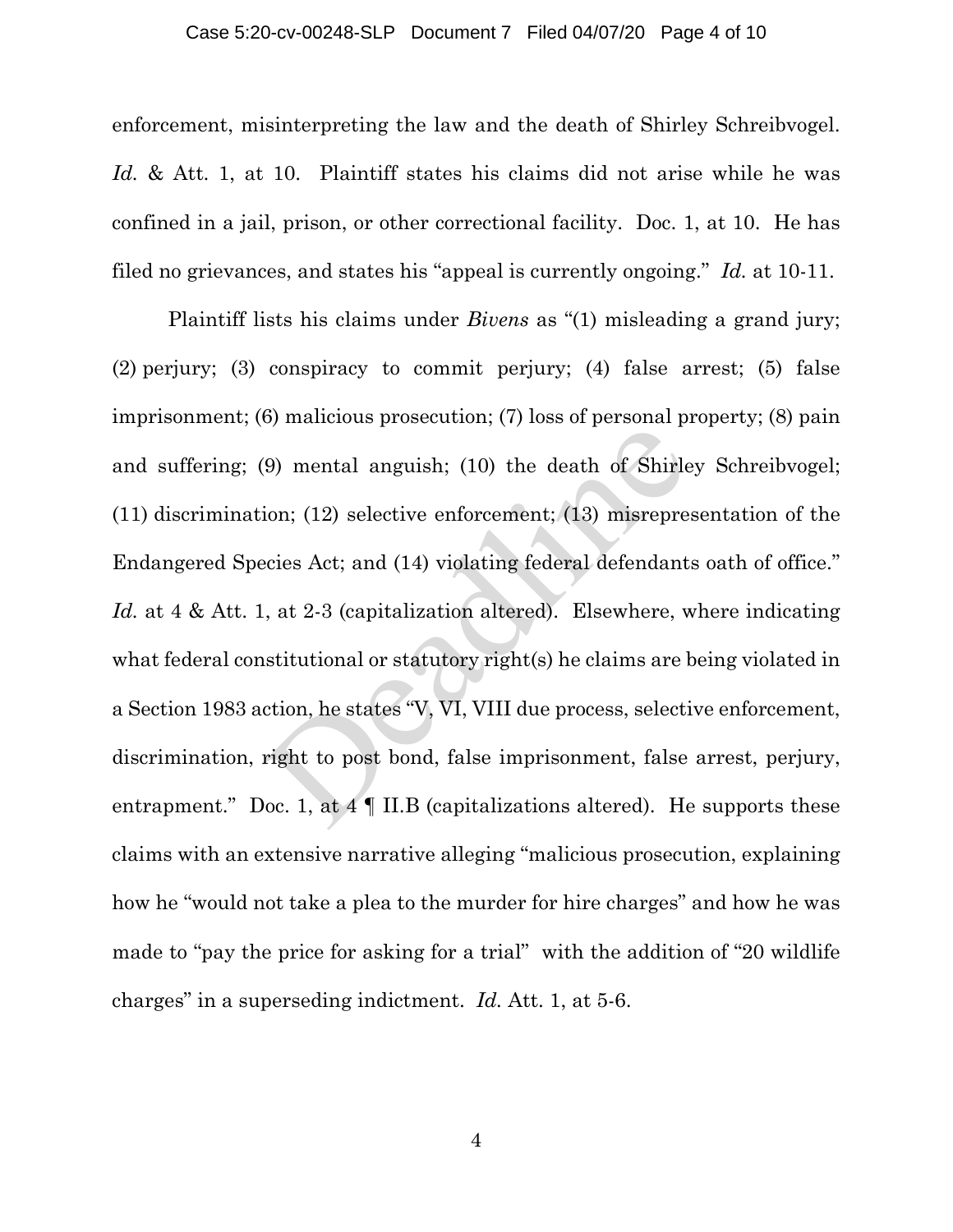enforcement, misinterpreting the law and the death of Shirley Schreibvogel. *Id.* & Att. 1, at 10. Plaintiff states his claims did not arise while he was confined in a jail, prison, or other correctional facility. Doc. 1, at 10. He has filed no grievances, and states his "appeal is currently ongoing." *Id.* at 10-11.

Plaintiff lists his claims under *Bivens* as "(1) misleading a grand jury; (2) perjury; (3) conspiracy to commit perjury; (4) false arrest; (5) false imprisonment; (6) malicious prosecution; (7) loss of personal property; (8) pain and suffering; (9) mental anguish; (10) the death of Shirley Schreibvogel; (11) discrimination; (12) selective enforcement; (13) misrepresentation of the Endangered Species Act; and (14) violating federal defendants oath of office." *Id.* at 4 & Att. 1, at 2-3 (capitalization altered). Elsewhere, where indicating what federal constitutional or statutory right(s) he claims are being violated in a Section 1983 action, he states "V, VI, VIII due process, selective enforcement, discrimination, right to post bond, false imprisonment, false arrest, perjury, entrapment." Doc. 1, at 4 ¶ II.B (capitalizations altered). He supports these claims with an extensive narrative alleging "malicious prosecution, explaining how he "would not take a plea to the murder for hire charges" and how he was made to "pay the price for asking for a trial" with the addition of "20 wildlife charges" in a superseding indictment. *Id.* Att. 1, at 5-6.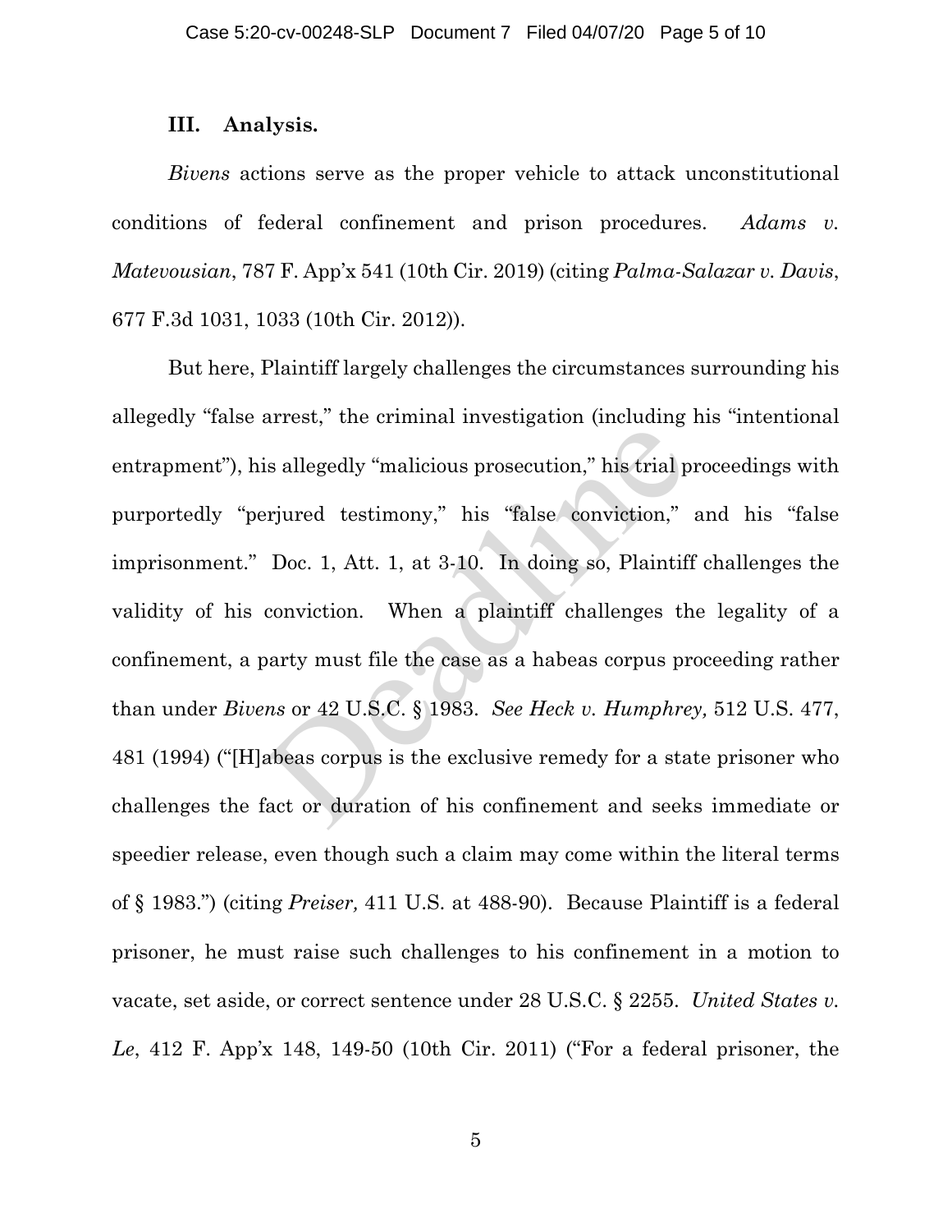## III. Analysis.

*Bivens* actions serve as the proper vehicle to attack unconstitutional conditions of federal confinement and prison procedures. *Adams v. Matevousian*, 787 F. App'x 541 (10th Cir. 2019) (citing *Palma-Salazar v. Davis*, 677 F.3d 1031, 1033 (10th Cir. 2012)).

But here, Plaintiff largely challenges the circumstances surrounding his allegedly "false arrest," the criminal investigation (including his "intentional entrapment"), his allegedly "malicious prosecution," his trial proceedings with purportedly "perjured testimony," his "false conviction," and his "false imprisonment." Doc. 1, Att. 1, at 3-10. In doing so, Plaintiff challenges the validity of his conviction. When a plaintiff challenges the legality of a confinement, a party must file the case as a habeas corpus proceeding rather than under *Bivens* or 42 U.S.C. § 1983. *See Heck v. Humphrey,* 512 U.S. 477, 481 (1994) ("[H]abeas corpus is the exclusive remedy for a state prisoner who challenges the fact or duration of his confinement and seeks immediate or speedier release, even though such a claim may come within the literal terms of § 1983.") (citing *Preiser,* 411 U.S. at 488-90). Because Plaintiff is a federal prisoner, he must raise such challenges to his confinement in a motion to vacate, set aside, or correct sentence under 28 U.S.C. § 2255. *United States v. Le*, 412 F. App'x 148, 149-50 (10th Cir. 2011) ("For a federal prisoner, the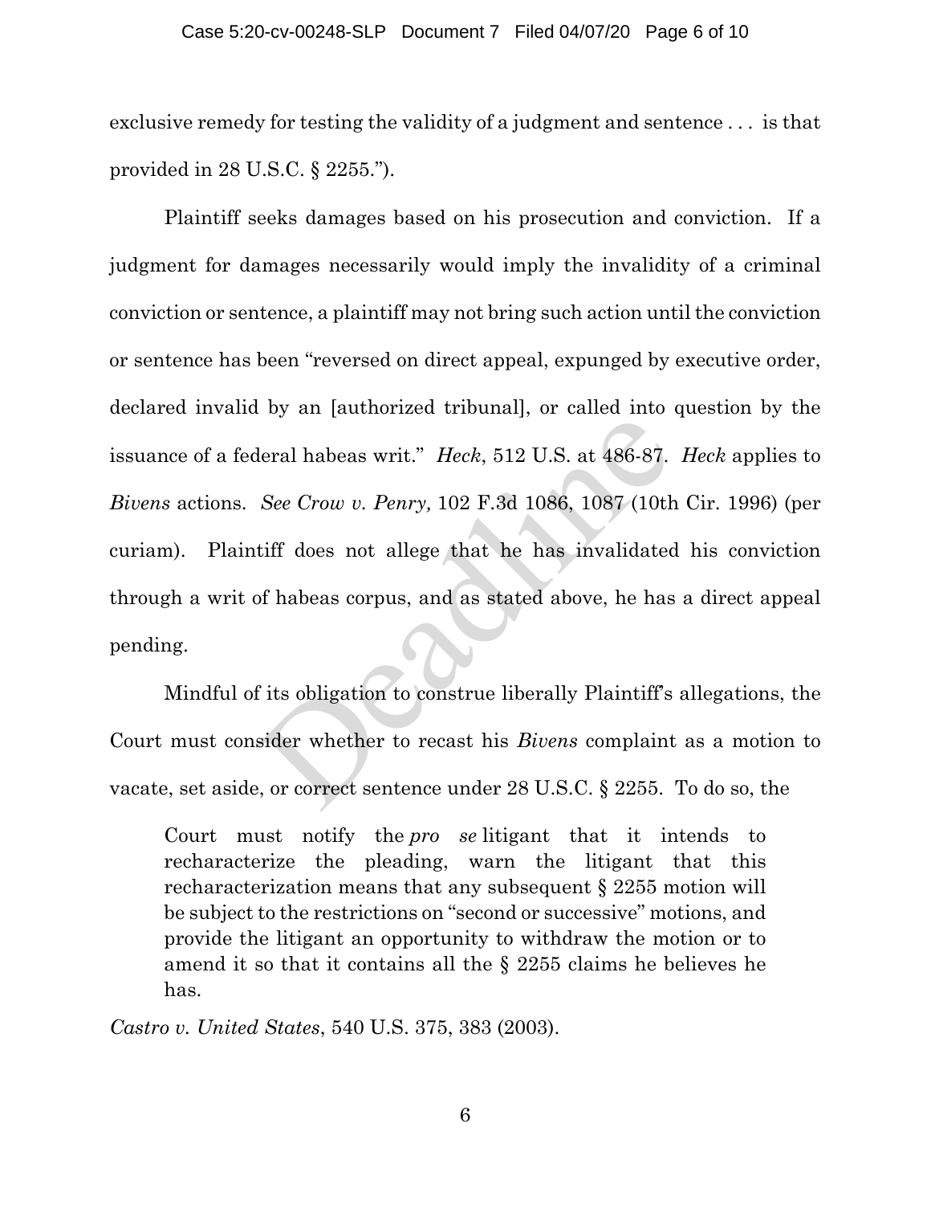exclusive remedy for testing the validity of a judgment and sentence . . . is that provided in 28 U.S.C. § 2255.").

Plaintiff seeks damages based on his prosecution and conviction. If a judgment for damages necessarily would imply the invalidity of a criminal conviction or sentence, a plaintiff may not bring such action until the conviction or sentence has been "reversed on direct appeal, expunged by executive order, declared invalid by an [authorized tribunal], or called into question by the issuance of a federal habeas writ." *Heck*, 512 U.S. at 486-87. *Heck* applies to *Bivens* actions. *See Crow v. Penry,* 102 F.3d 1086, 1087 (10th Cir. 1996) (per curiam). Plaintiff does not allege that he has invalidated his conviction through a writ of habeas corpus, and as stated above, he has a direct appeal pending.

Mindful of its obligation to construe liberally Plaintiff's allegations, the Court must consider whether to recast his *Bivens* complaint as a motion to vacate, set aside, or correct sentence under 28 U.S.C. § 2255. To do so, the

> Court must notify the *pro se* litigant that it intends to recharacterize the pleading, warn the litigant that this recharacterization means that any subsequent § 2255 motion will be subject to the restrictions on "second or successive" motions, and provide the litigant an opportunity to withdraw the motion or to amend it so that it contains all the § 2255 claims he believes he has.

*Castro v. United States*, 540 U.S. 375, 383 (2003).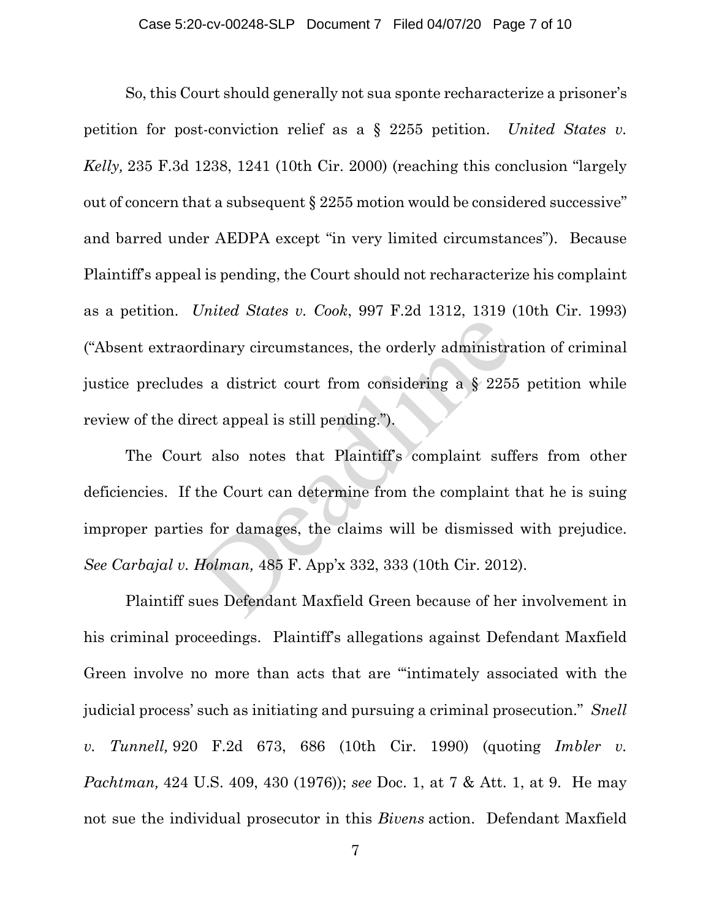So, this Court should generally not sua sponte recharacterize a prisoner's petition for post-conviction relief as a § 2255 petition. *United States v. Kelly,* 235 F.3d 1238, 1241 (10th Cir. 2000) (reaching this conclusion "largely out of concern that a subsequent § 2255 motion would be considered successive" and barred under AEDPA except "in very limited circumstances"). Because Plaintiff's appeal is pending, the Court should not recharacterize his complaint as a petition. *United States v. Cook*, 997 F.2d 1312, 1319 (10th Cir. 1993) ("Absent extraordinary circumstances, the orderly administration of criminal justice precludes a district court from considering a § 2255 petition while review of the direct appeal is still pending.").

The Court also notes that Plaintiff's complaint suffers from other deficiencies. If the Court can determine from the complaint that he is suing improper parties for damages, the claims will be dismissed with prejudice. *See Carbajal v. Holman,* 485 F. App'x 332, 333 (10th Cir. 2012).

Plaintiff sues Defendant Maxfield Green because of her involvement in his criminal proceedings. Plaintiff's allegations against Defendant Maxfield Green involve no more than acts that are "'intimately associated with the judicial process' such as initiating and pursuing a criminal prosecution." *Snell v. Tunnell,* 920 F.2d 673, 686 (10th Cir. 1990) (quoting *Imbler v. Pachtman,* 424 U.S. 409, 430 (1976)); *see* Doc. 1, at 7 & Att. 1, at 9. He may not sue the individual prosecutor in this *Bivens* action. Defendant Maxfield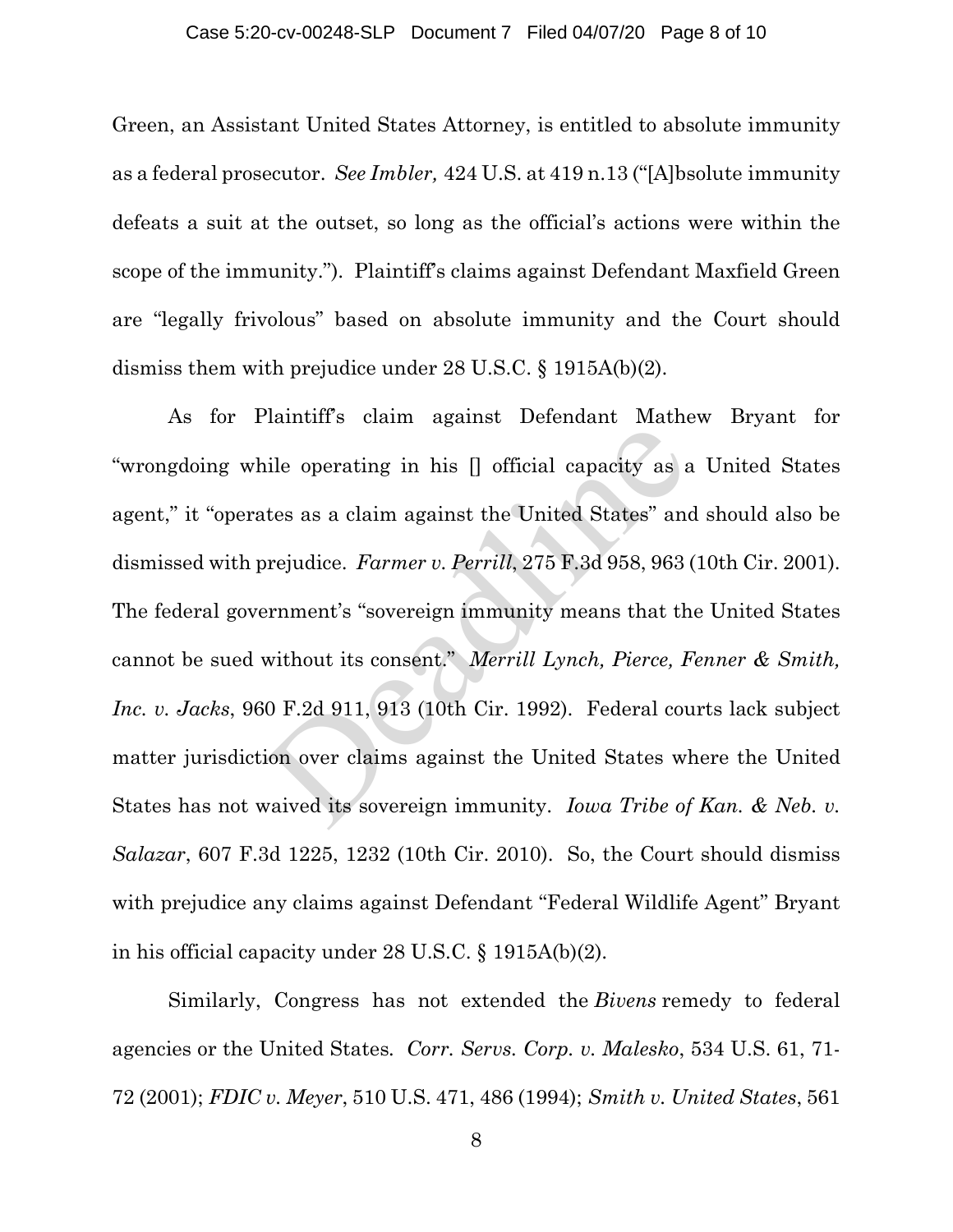Green, an Assistant United States Attorney, is entitled to absolute immunity as a federal prosecutor. *See Imbler,* 424 U.S. at 419 n.13 ("[A]bsolute immunity defeats a suit at the outset, so long as the official's actions were within the scope of the immunity."). Plaintiff's claims against Defendant Maxfield Green are "legally frivolous" based on absolute immunity and the Court should dismiss them with prejudice under 28 U.S.C. § 1915A(b)(2).

As for Plaintiff's claim against Defendant Mathew Bryant for "wrongdoing while operating in his [] official capacity as a United States agent," it "operates as a claim against the United States" and should also be dismissed with prejudice. *Farmer v. Perrill*, 275 F.3d 958, 963 (10th Cir. 2001). The federal government's "sovereign immunity means that the United States cannot be sued without its consent." *Merrill Lynch, Pierce, Fenner & Smith, Inc. v. Jacks*, 960 F.2d 911, 913 (10th Cir. 1992). Federal courts lack subject matter jurisdiction over claims against the United States where the United States has not waived its sovereign immunity. *Iowa Tribe of Kan. & Neb. v. Salazar*, 607 F.3d 1225, 1232 (10th Cir. 2010). So, the Court should dismiss with prejudice any claims against Defendant "Federal Wildlife Agent" Bryant in his official capacity under 28 U.S.C. § 1915A(b)(2).

Similarly, Congress has not extended the *Bivens* remedy to federal agencies or the United States. *Corr. Servs. Corp. v. Malesko*, 534 U.S. 61, 71-72 (2001); *FDIC v. Meyer*, 510 U.S. 471, 486 (1994); *Smith v. United States*, 561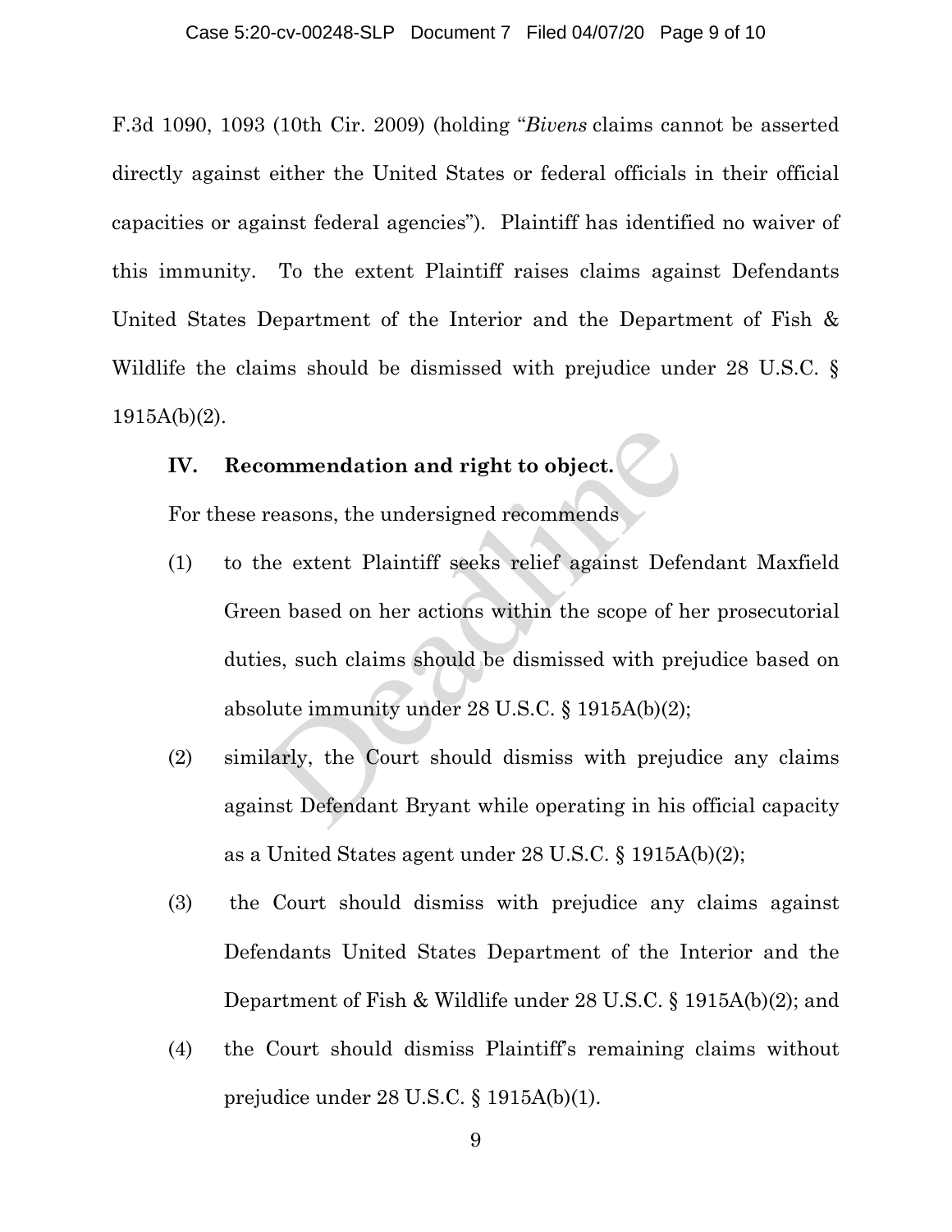F.3d 1090, 1093 (10th Cir. 2009) (holding "*Bivens* claims cannot be asserted directly against either the United States or federal officials in their official capacities or against federal agencies"). Plaintiff has identified no waiver of this immunity. To the extent Plaintiff raises claims against Defendants United States Department of the Interior and the Department of Fish & Wildlife the claims should be dismissed with prejudice under 28 U.S.C. § 1915A(b)(2).

## IV. Recommendation and right to object.

For these reasons, the undersigned recommends

(1) to the extent Plaintiff seeks relief against Defendant Maxfield Green based on her actions within the scope of her prosecutorial duties, such claims should be dismissed with prejudice based on absolute immunity under 28 U.S.C. § 1915A(b)(2);

(2) similarly, the Court should dismiss with prejudice any claims against Defendant Bryant while operating in his official capacity as a United States agent under 28 U.S.C. § 1915A(b)(2);

(3) the Court should dismiss with prejudice any claims against Defendants United States Department of the Interior and the Department of Fish & Wildlife under 28 U.S.C. § 1915A(b)(2); and

(4) the Court should dismiss Plaintiff's remaining claims without prejudice under 28 U.S.C. § 1915A(b)(1).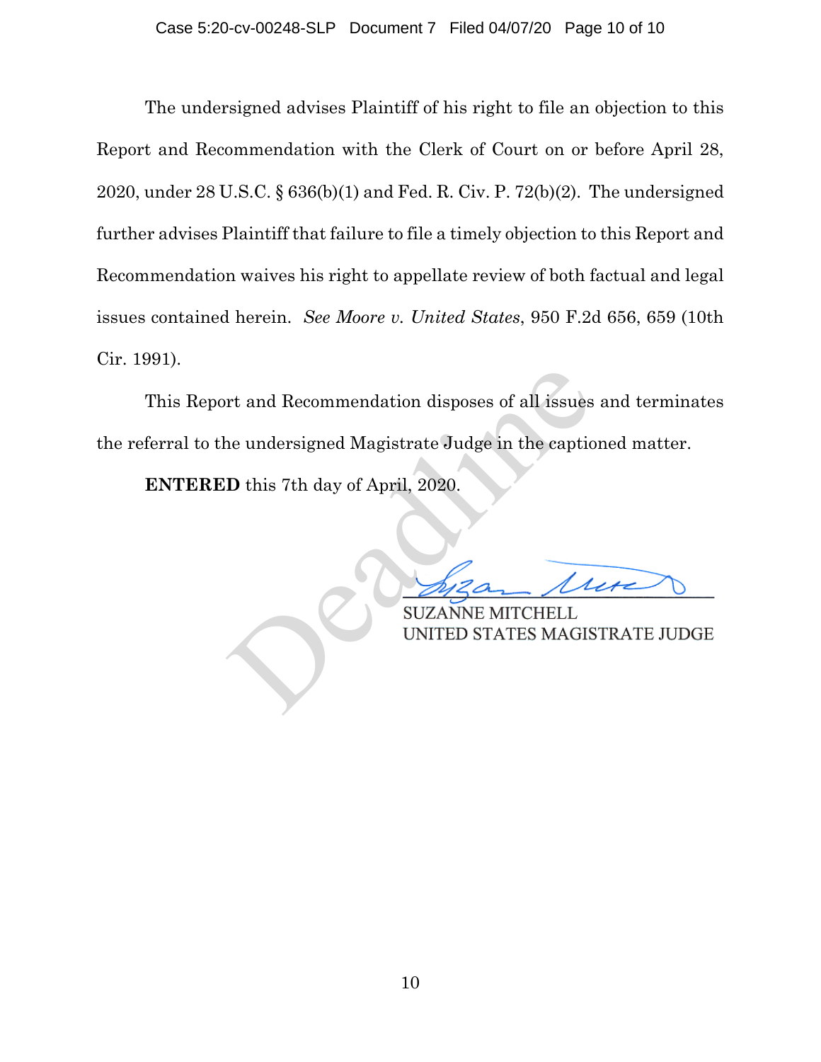The undersigned advises Plaintiff of his right to file an objection to this Report and Recommendation with the Clerk of Court on or before April 28, 2020, under 28 U.S.C. § 636(b)(1) and Fed. R. Civ. P. 72(b)(2). The undersigned further advises Plaintiff that failure to file a timely objection to this Report and Recommendation waives his right to appellate review of both factual and legal issues contained herein. *See Moore v. United States*, 950 F.2d 656, 659 (10th Cir. 1991).

This Report and Recommendation disposes of all issues and terminates the referral to the undersigned Magistrate Judge in the captioned matter.

**ENTERED** this 7th day of April, 2020.

SUZANNE MITCHELL
UNITED STATES MAGISTRATE JUDGE